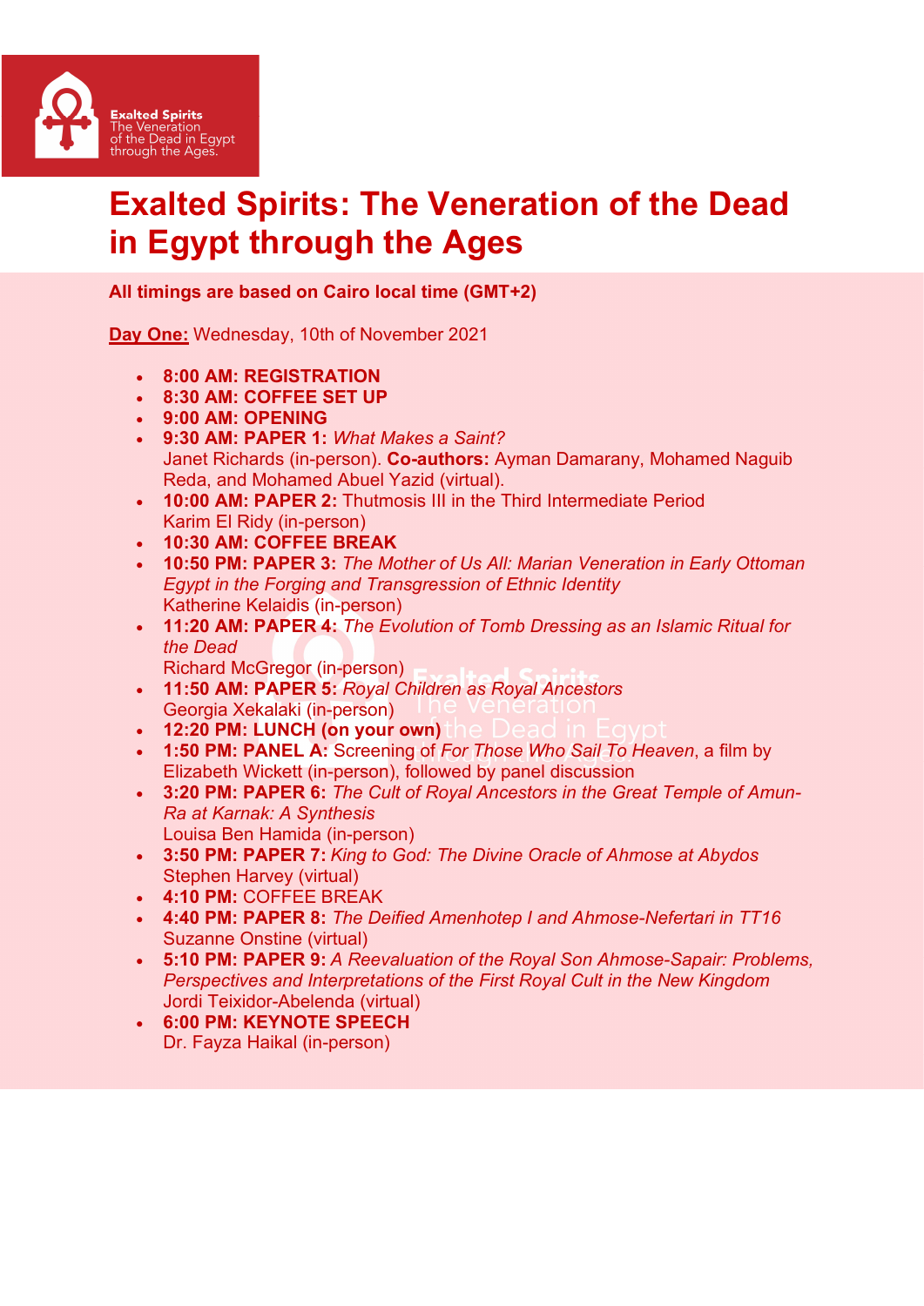Exalted Spirits
The Veneration of the Dead in Egypt through the Ages.

# Exalted Spirits: The Veneration of the Dead in Egypt through the Ages

**All timings are based on Cairo local time (GMT+2)**

**Day One:** Wednesday, 10th of November 2021

- **8:00 AM: REGISTRATION**
- **8:30 AM: COFFEE SET UP**
- **9:00 AM: OPENING**
- **9:30 AM: PAPER 1:** *What Makes a Saint?*
  Janet Richards (in-person). **Co-authors:** Ayman Damarany, Mohamed Naguib Reda, and Mohamed Abuel Yazid (virtual).
- **10:00 AM: PAPER 2:** Thutmosis III in the Third Intermediate Period
  Karim El Ridy (in-person)
- **10:30 AM: COFFEE BREAK**
- **10:50 PM: PAPER 3:** *The Mother of Us All: Marian Veneration in Early Ottoman Egypt in the Forging and Transgression of Ethnic Identity*
  Katherine Kelaidis (in-person)
- **11:20 AM: PAPER 4:** *The Evolution of Tomb Dressing as an Islamic Ritual for the Dead*
  Richard McGregor (in-person)
- **11:50 AM: PAPER 5:** *Royal Children as Royal Ancestors*
  Georgia Xekalaki (in-person)
- **12:20 PM: LUNCH (on your own)**
- **1:50 PM: PANEL A:** Screening of *For Those Who Sail To Heaven*, a film by Elizabeth Wickett (in-person), followed by panel discussion
- **3:20 PM: PAPER 6:** *The Cult of Royal Ancestors in the Great Temple of Amun-Ra at Karnak: A Synthesis*
  Louisa Ben Hamida (in-person)
- **3:50 PM: PAPER 7:** *King to God: The Divine Oracle of Ahmose at Abydos*
  Stephen Harvey (virtual)
- **4:10 PM:** COFFEE BREAK
- **4:40 PM: PAPER 8:** *The Deified Amenhotep I and Ahmose-Nefertari in TT16*
  Suzanne Onstine (virtual)
- **5:10 PM: PAPER 9:** *A Reevaluation of the Royal Son Ahmose-Sapair: Problems, Perspectives and Interpretations of the First Royal Cult in the New Kingdom*
  Jordi Teixidor-Abelenda (virtual)
- **6:00 PM: KEYNOTE SPEECH**
  Dr. Fayza Haikal (in-person)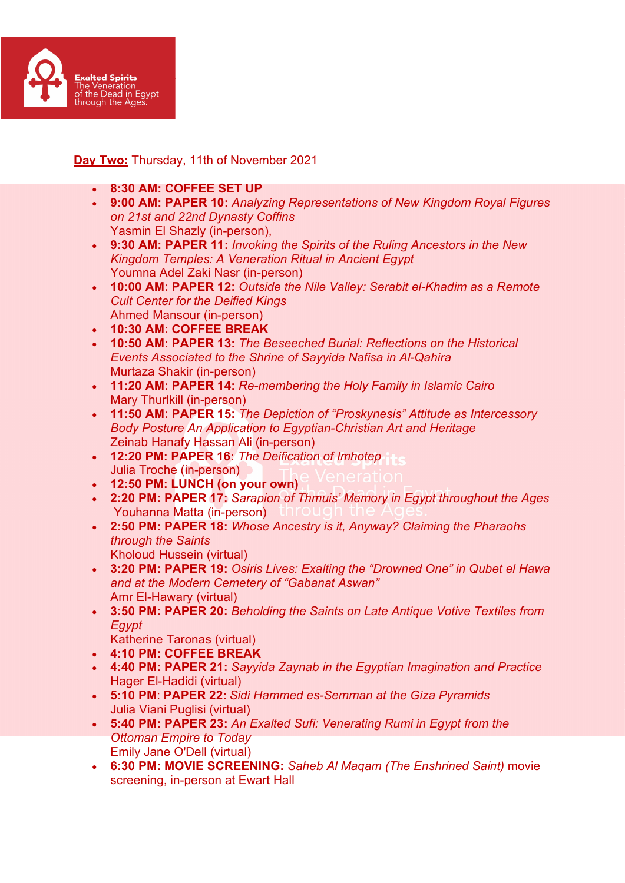**Exalted Spirits** The Veneration of the Dead in Egypt through the Ages.

**Day Two:** Thursday, 11th of November 2021

- **8:30 AM: COFFEE SET UP**
- **9:00 AM: PAPER 10:** *Analyzing Representations of New Kingdom Royal Figures on 21st and 22nd Dynasty Coffins*
  Yasmin El Shazly (in-person),
- **9:30 AM: PAPER 11:** *Invoking the Spirits of the Ruling Ancestors in the New Kingdom Temples: A Veneration Ritual in Ancient Egypt*
  Youmna Adel Zaki Nasr (in-person)
- **10:00 AM: PAPER 12:** *Outside the Nile Valley: Serabit el-Khadim as a Remote Cult Center for the Deified Kings*
  Ahmed Mansour (in-person)
- **10:30 AM: COFFEE BREAK**
- **10:50 AM: PAPER 13:** *The Beseeched Burial: Reflections on the Historical Events Associated to the Shrine of Sayyida Nafisa in Al-Qahira*
  Murtaza Shakir (in-person)
- **11:20 AM: PAPER 14:** *Re-membering the Holy Family in Islamic Cairo*
  Mary Thurlkill (in-person)
- **11:50 AM: PAPER 15:** *The Depiction of "Proskynesis" Attitude as Intercessory Body Posture An Application to Egyptian-Christian Art and Heritage*
  Zeinab Hanafy Hassan Ali (in-person)
- **12:20 PM: PAPER 16:** *The Deification of Imhotep*
  Julia Troche (in-person)
- **12:50 PM: LUNCH (on your own)**
- **2:20 PM: PAPER 17:** *Sarapion of Thmuis' Memory in Egypt throughout the Ages*
  Youhanna Matta (in-person)
- **2:50 PM: PAPER 18:** *Whose Ancestry is it, Anyway? Claiming the Pharaohs through the Saints*
  Kholoud Hussein (virtual)
- **3:20 PM: PAPER 19:** *Osiris Lives: Exalting the "Drowned One" in Qubet el Hawa and at the Modern Cemetery of "Gabanat Aswan"*
  Amr El-Hawary (virtual)
- **3:50 PM: PAPER 20:** *Beholding the Saints on Late Antique Votive Textiles from Egypt*
  Katherine Taronas (virtual)
- **4:10 PM: COFFEE BREAK**
- **4:40 PM: PAPER 21:** *Sayyida Zaynab in the Egyptian Imagination and Practice*
  Hager El-Hadidi (virtual)
- **5:10 PM**: **PAPER 22:** *Sidi Hammed es-Semman at the Giza Pyramids*
  Julia Viani Puglisi (virtual)
- **5:40 PM: PAPER 23:** *An Exalted Sufi: Venerating Rumi in Egypt from the Ottoman Empire to Today*
  Emily Jane O'Dell (virtual)
- **6:30 PM: MOVIE SCREENING:** *Saheb Al Maqam (The Enshrined Saint)* movie screening, in-person at Ewart Hall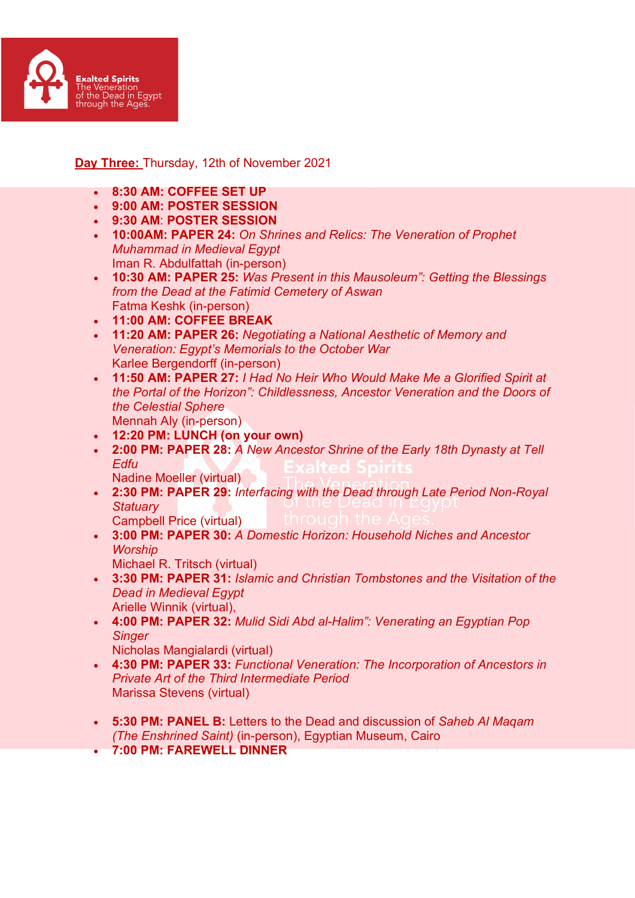**Day Three:** Thursday, 12th of November 2021

- **8:30 AM: COFFEE SET UP**
- **9:00 AM: POSTER SESSION**
- **9:30 AM: POSTER SESSION**
- **10:00AM: PAPER 24:** *On Shrines and Relics: The Veneration of Prophet Muhammad in Medieval Egypt*
  Iman R. Abdulfattah (in-person)
- **10:30 AM: PAPER 25:** *Was Present in this Mausoleum": Getting the Blessings from the Dead at the Fatimid Cemetery of Aswan*
  Fatma Keshk (in-person)
- **11:00 AM: COFFEE BREAK**
- **11:20 AM: PAPER 26:** *Negotiating a National Aesthetic of Memory and Veneration: Egypt's Memorials to the October War*
  Karlee Bergendorff (in-person)
- **11:50 AM: PAPER 27:** *I Had No Heir Who Would Make Me a Glorified Spirit at the Portal of the Horizon": Childlessness, Ancestor Veneration and the Doors of the Celestial Sphere*
  Mennah Aly (in-person)
- **12:20 PM: LUNCH (on your own)**
- **2:00 PM: PAPER 28:** *A New Ancestor Shrine of the Early 18th Dynasty at Tell Edfu*
  Nadine Moeller (virtual)
- **2:30 PM: PAPER 29:** *Interfacing with the Dead through Late Period Non-Royal Statuary*
  Campbell Price (virtual)
- **3:00 PM: PAPER 30:** *A Domestic Horizon: Household Niches and Ancestor Worship*
  Michael R. Tritsch (virtual)
- **3:30 PM: PAPER 31:** *Islamic and Christian Tombstones and the Visitation of the Dead in Medieval Egypt*
  Arielle Winnik (virtual),
- **4:00 PM: PAPER 32:** *Mulid Sidi Abd al-Halim": Venerating an Egyptian Pop Singer*
  Nicholas Mangialardi (virtual)
- **4:30 PM: PAPER 33:** *Functional Veneration: The Incorporation of Ancestors in Private Art of the Third Intermediate Period*
  Marissa Stevens (virtual)
- **5:30 PM: PANEL B:** Letters to the Dead and discussion of *Saheb Al Maqam (The Enshrined Saint)* (in-person), Egyptian Museum, Cairo
- **7:00 PM: FAREWELL DINNER**